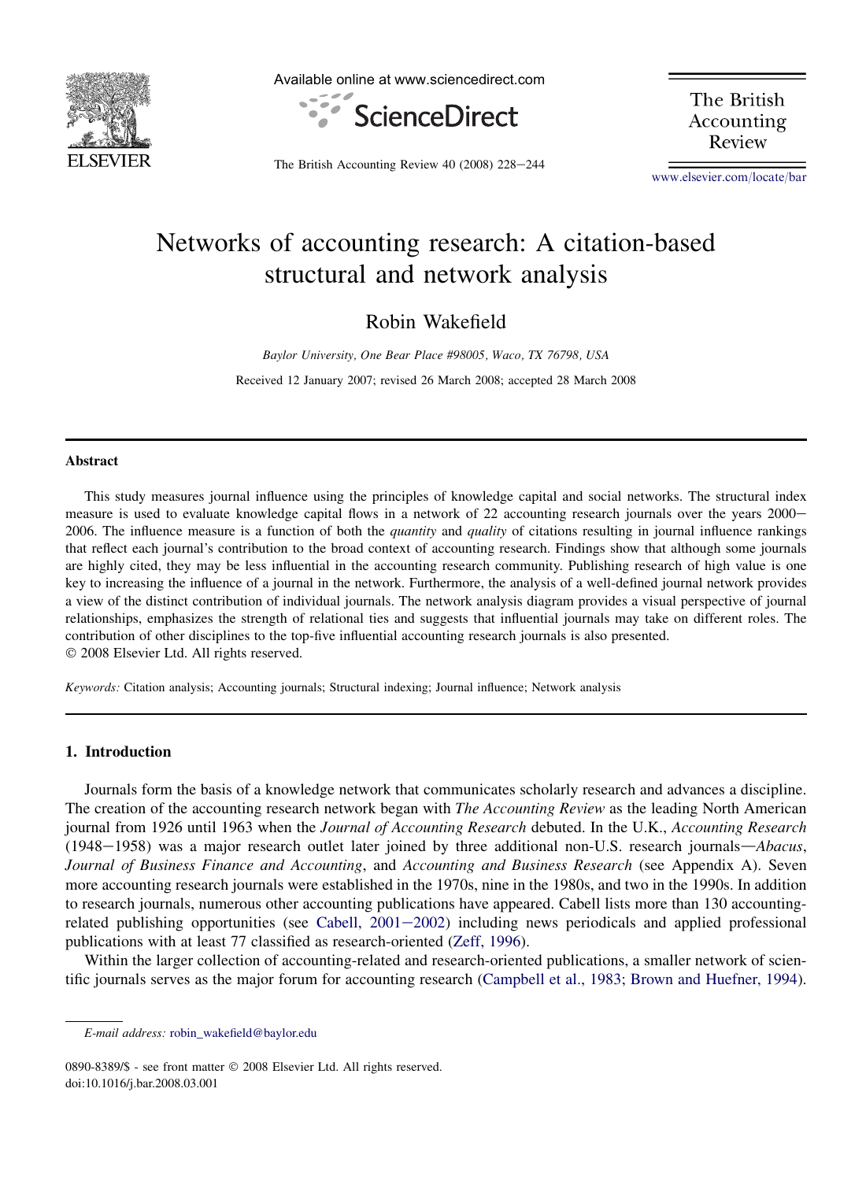# Networks of accounting research: A citation-based structural and network analysis

Robin Wakefield

*Baylor University, One Bear Place #98005, Waco, TX 76798, USA*

Received 12 January 2007; revised 26 March 2008; accepted 28 March 2008

## Abstract

This study measures journal influence using the principles of knowledge capital and social networks. The structural index measure is used to evaluate knowledge capital flows in a network of 22 accounting research journals over the years 2000–2006. The influence measure is a function of both the *quantity* and *quality* of citations resulting in journal influence rankings that reflect each journal's contribution to the broad context of accounting research. Findings show that although some journals are highly cited, they may be less influential in the accounting research community. Publishing research of high value is one key to increasing the influence of a journal in the network. Furthermore, the analysis of a well-defined journal network provides a view of the distinct contribution of individual journals. The network analysis diagram provides a visual perspective of journal relationships, emphasizes the strength of relational ties and suggests that influential journals may take on different roles. The contribution of other disciplines to the top-five influential accounting research journals is also presented.

© 2008 Elsevier Ltd. All rights reserved.

*Keywords:* Citation analysis; Accounting journals; Structural indexing; Journal influence; Network analysis

## 1. Introduction

Journals form the basis of a knowledge network that communicates scholarly research and advances a discipline. The creation of the accounting research network began with *The Accounting Review* as the leading North American journal from 1926 until 1963 when the *Journal of Accounting Research* debuted. In the U.K., *Accounting Research* (1948–1958) was a major research outlet later joined by three additional non-U.S. research journals—*Abacus*, *Journal of Business Finance and Accounting*, and *Accounting and Business Research* (see Appendix A). Seven more accounting research journals were established in the 1970s, nine in the 1980s, and two in the 1990s. In addition to research journals, numerous other accounting publications have appeared. Cabell lists more than 130 accounting-related publishing opportunities (see Cabell, 2001–2002) including news periodicals and applied professional publications with at least 77 classified as research-oriented (Zeff, 1996).

Within the larger collection of accounting-related and research-oriented publications, a smaller network of scientific journals serves as the major forum for accounting research (Campbell et al., 1983; Brown and Huefner, 1994).

---

*E-mail address:* robin_wakefield@baylor.edu

0890-8389/$ - see front matter © 2008 Elsevier Ltd. All rights reserved.
doi:10.1016/j.bar.2008.03.001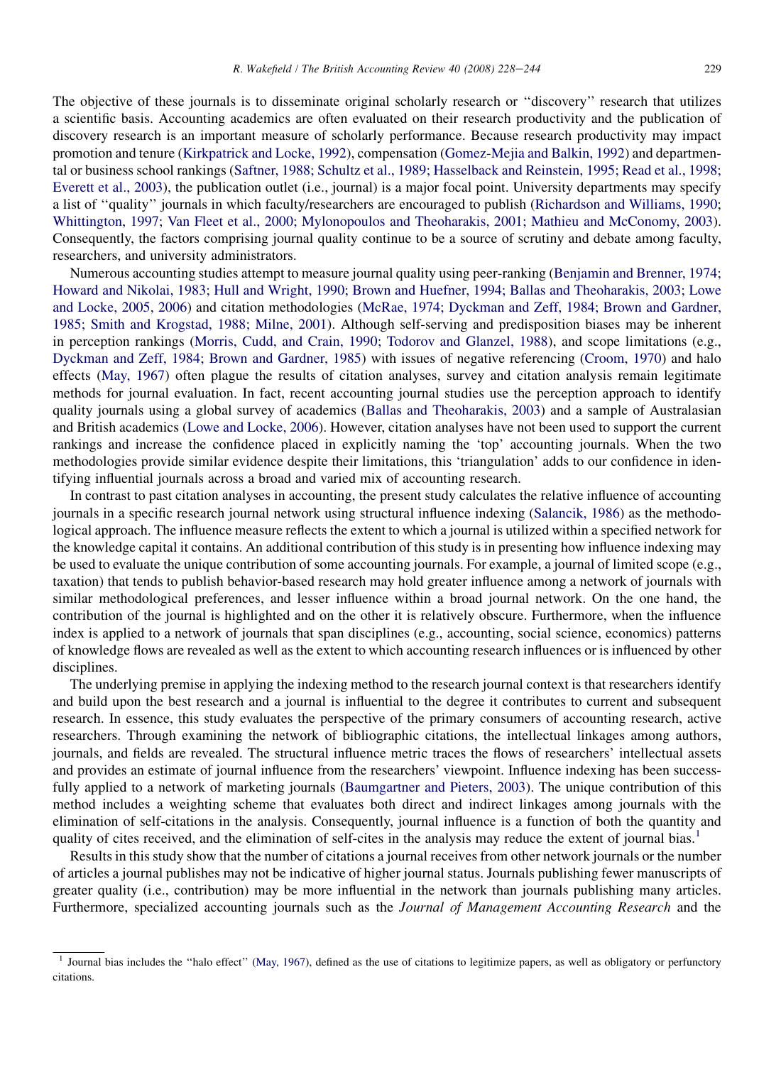The objective of these journals is to disseminate original scholarly research or ''discovery'' research that utilizes a scientific basis. Accounting academics are often evaluated on their research productivity and the publication of discovery research is an important measure of scholarly performance. Because research productivity may impact promotion and tenure (Kirkpatrick and Locke, 1992), compensation (Gomez-Mejia and Balkin, 1992) and departmental or business school rankings (Saftner, 1988; Schultz et al., 1989; Hasselback and Reinstein, 1995; Read et al., 1998; Everett et al., 2003), the publication outlet (i.e., journal) is a major focal point. University departments may specify a list of ''quality'' journals in which faculty/researchers are encouraged to publish (Richardson and Williams, 1990; Whittington, 1997; Van Fleet et al., 2000; Mylonopoulos and Theoharakis, 2001; Mathieu and McConomy, 2003). Consequently, the factors comprising journal quality continue to be a source of scrutiny and debate among faculty, researchers, and university administrators.

Numerous accounting studies attempt to measure journal quality using peer-ranking (Benjamin and Brenner, 1974; Howard and Nikolai, 1983; Hull and Wright, 1990; Brown and Huefner, 1994; Ballas and Theoharakis, 2003; Lowe and Locke, 2005, 2006) and citation methodologies (McRae, 1974; Dyckman and Zeff, 1984; Brown and Gardner, 1985; Smith and Krogstad, 1988; Milne, 2001). Although self-serving and predisposition biases may be inherent in perception rankings (Morris, Cudd, and Crain, 1990; Todorov and Glanzel, 1988), and scope limitations (e.g., Dyckman and Zeff, 1984; Brown and Gardner, 1985) with issues of negative referencing (Croom, 1970) and halo effects (May, 1967) often plague the results of citation analyses, survey and citation analysis remain legitimate methods for journal evaluation. In fact, recent accounting journal studies use the perception approach to identify quality journals using a global survey of academics (Ballas and Theoharakis, 2003) and a sample of Australasian and British academics (Lowe and Locke, 2006). However, citation analyses have not been used to support the current rankings and increase the confidence placed in explicitly naming the 'top' accounting journals. When the two methodologies provide similar evidence despite their limitations, this 'triangulation' adds to our confidence in identifying influential journals across a broad and varied mix of accounting research.

In contrast to past citation analyses in accounting, the present study calculates the relative influence of accounting journals in a specific research journal network using structural influence indexing (Salancik, 1986) as the methodological approach. The influence measure reflects the extent to which a journal is utilized within a specified network for the knowledge capital it contains. An additional contribution of this study is in presenting how influence indexing may be used to evaluate the unique contribution of some accounting journals. For example, a journal of limited scope (e.g., taxation) that tends to publish behavior-based research may hold greater influence among a network of journals with similar methodological preferences, and lesser influence within a broad journal network. On the one hand, the contribution of the journal is highlighted and on the other it is relatively obscure. Furthermore, when the influence index is applied to a network of journals that span disciplines (e.g., accounting, social science, economics) patterns of knowledge flows are revealed as well as the extent to which accounting research influences or is influenced by other disciplines.

The underlying premise in applying the indexing method to the research journal context is that researchers identify and build upon the best research and a journal is influential to the degree it contributes to current and subsequent research. In essence, this study evaluates the perspective of the primary consumers of accounting research, active researchers. Through examining the network of bibliographic citations, the intellectual linkages among authors, journals, and fields are revealed. The structural influence metric traces the flows of researchers' intellectual assets and provides an estimate of journal influence from the researchers' viewpoint. Influence indexing has been successfully applied to a network of marketing journals (Baumgartner and Pieters, 2003). The unique contribution of this method includes a weighting scheme that evaluates both direct and indirect linkages among journals with the elimination of self-citations in the analysis. Consequently, journal influence is a function of both the quantity and quality of cites received, and the elimination of self-cites in the analysis may reduce the extent of journal bias.[1]

Results in this study show that the number of citations a journal receives from other network journals or the number of articles a journal publishes may not be indicative of higher journal status. Journals publishing fewer manuscripts of greater quality (i.e., contribution) may be more influential in the network than journals publishing many articles. Furthermore, specialized accounting journals such as the *Journal of Management Accounting Research* and the

[1] Journal bias includes the ''halo effect'' (May, 1967), defined as the use of citations to legitimize papers, as well as obligatory or perfunctory citations.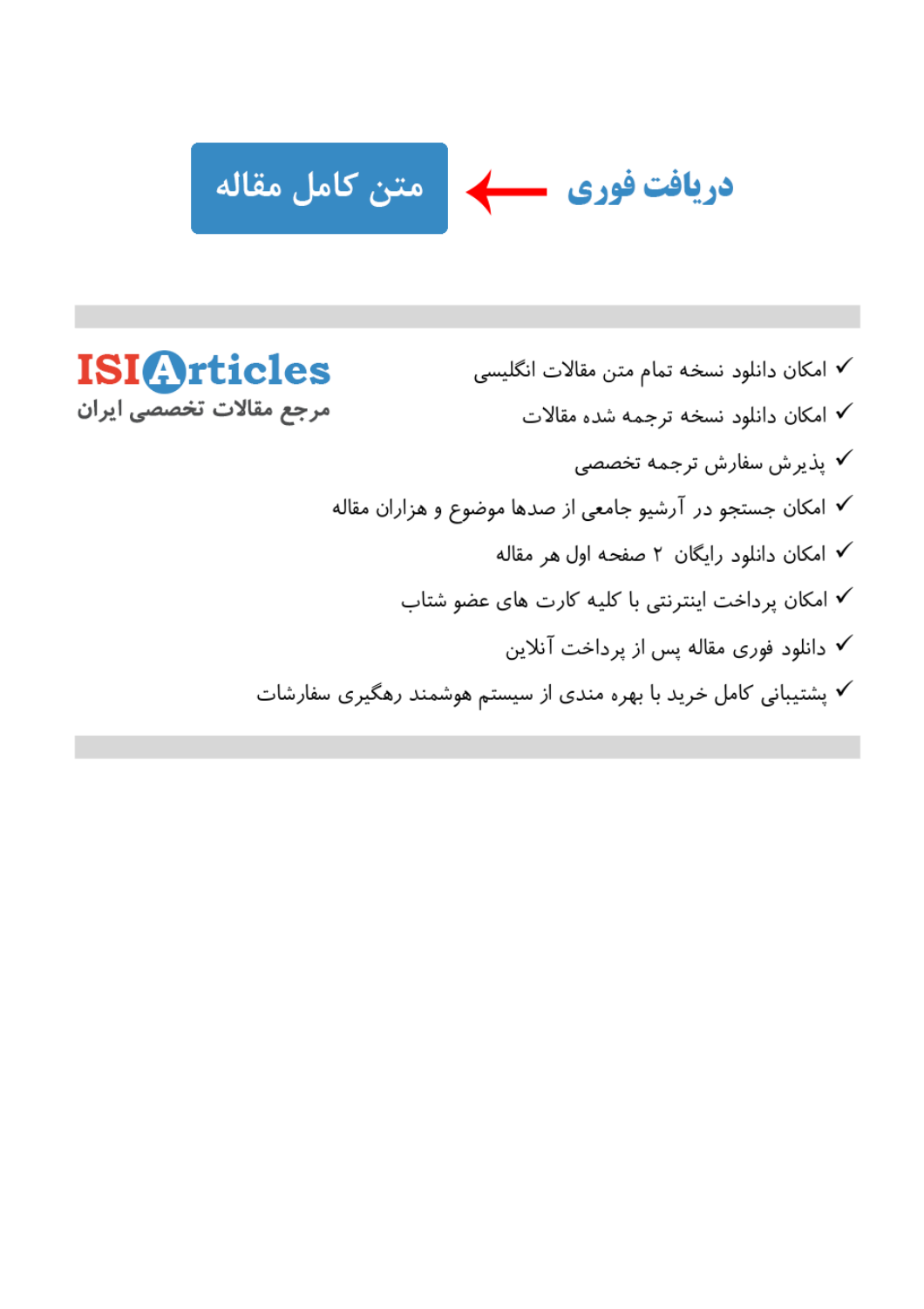دریافت فوری ← **متن کامل مقاله**

**ISIArticles**
مرجع مقالات تخصصی ایران

- ✓ امکان دانلود نسخه تمام متن مقالات انگلیسی
- ✓ امکان دانلود نسخه ترجمه شده مقالات
- ✓ پذیرش سفارش ترجمه تخصصی
- ✓ امکان جستجو در آرشیو جامعی از صدها موضوع و هزاران مقاله
- ✓ امکان دانلود رایگان ۲ صفحه اول هر مقاله
- ✓ امکان پرداخت اینترنتی با کلیه کارت های عضو شتاب
- ✓ دانلود فوری مقاله پس از پرداخت آنلاین
- ✓ پشتیبانی کامل خرید با بهره مندی از سیستم هوشمند رهگیری سفارشات